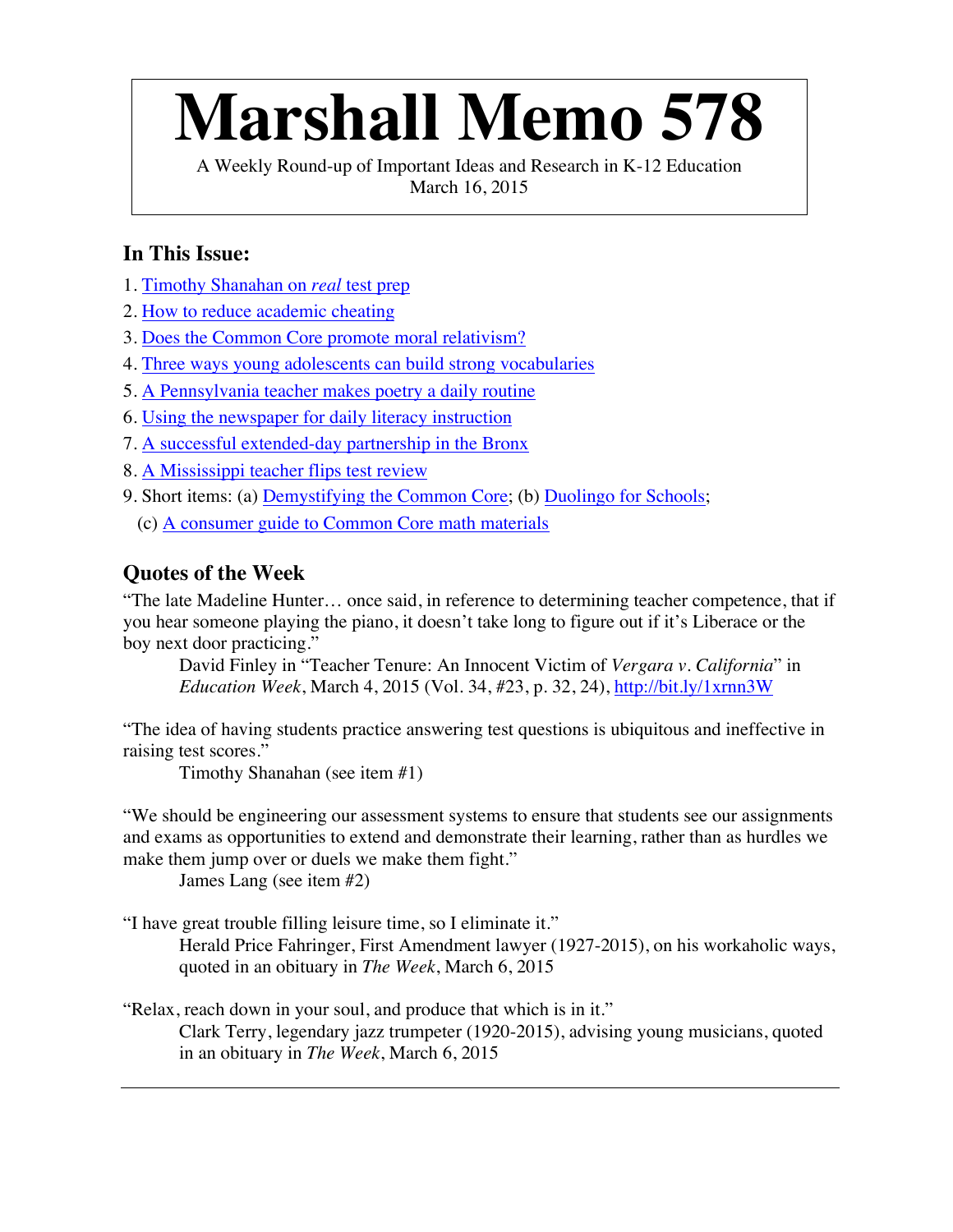# Marshall Memo 578

A Weekly Round-up of Important Ideas and Research in K-12 Education
March 16, 2015

## In This Issue:

1. Timothy Shanahan on *real* test prep
2. How to reduce academic cheating
3. Does the Common Core promote moral relativism?
4. Three ways young adolescents can build strong vocabularies
5. A Pennsylvania teacher makes poetry a daily routine
6. Using the newspaper for daily literacy instruction
7. A successful extended-day partnership in the Bronx
8. A Mississippi teacher flips test review
9. Short items: (a) Demystifying the Common Core; (b) Duolingo for Schools;
   (c) A consumer guide to Common Core math materials

## Quotes of the Week

"The late Madeline Hunter… once said, in reference to determining teacher competence, that if you hear someone playing the piano, it doesn't take long to figure out if it's Liberace or the boy next door practicing."

> David Finley in "Teacher Tenure: An Innocent Victim of *Vergara v. California*" in *Education Week*, March 4, 2015 (Vol. 34, #23, p. 32, 24), http://bit.ly/1xrnn3W

"The idea of having students practice answering test questions is ubiquitous and ineffective in raising test scores."

> Timothy Shanahan (see item #1)

"We should be engineering our assessment systems to ensure that students see our assignments and exams as opportunities to extend and demonstrate their learning, rather than as hurdles we make them jump over or duels we make them fight."

> James Lang (see item #2)

"I have great trouble filling leisure time, so I eliminate it."

> Herald Price Fahringer, First Amendment lawyer (1927-2015), on his workaholic ways, quoted in an obituary in *The Week*, March 6, 2015

"Relax, reach down in your soul, and produce that which is in it."

> Clark Terry, legendary jazz trumpeter (1920-2015), advising young musicians, quoted in an obituary in *The Week*, March 6, 2015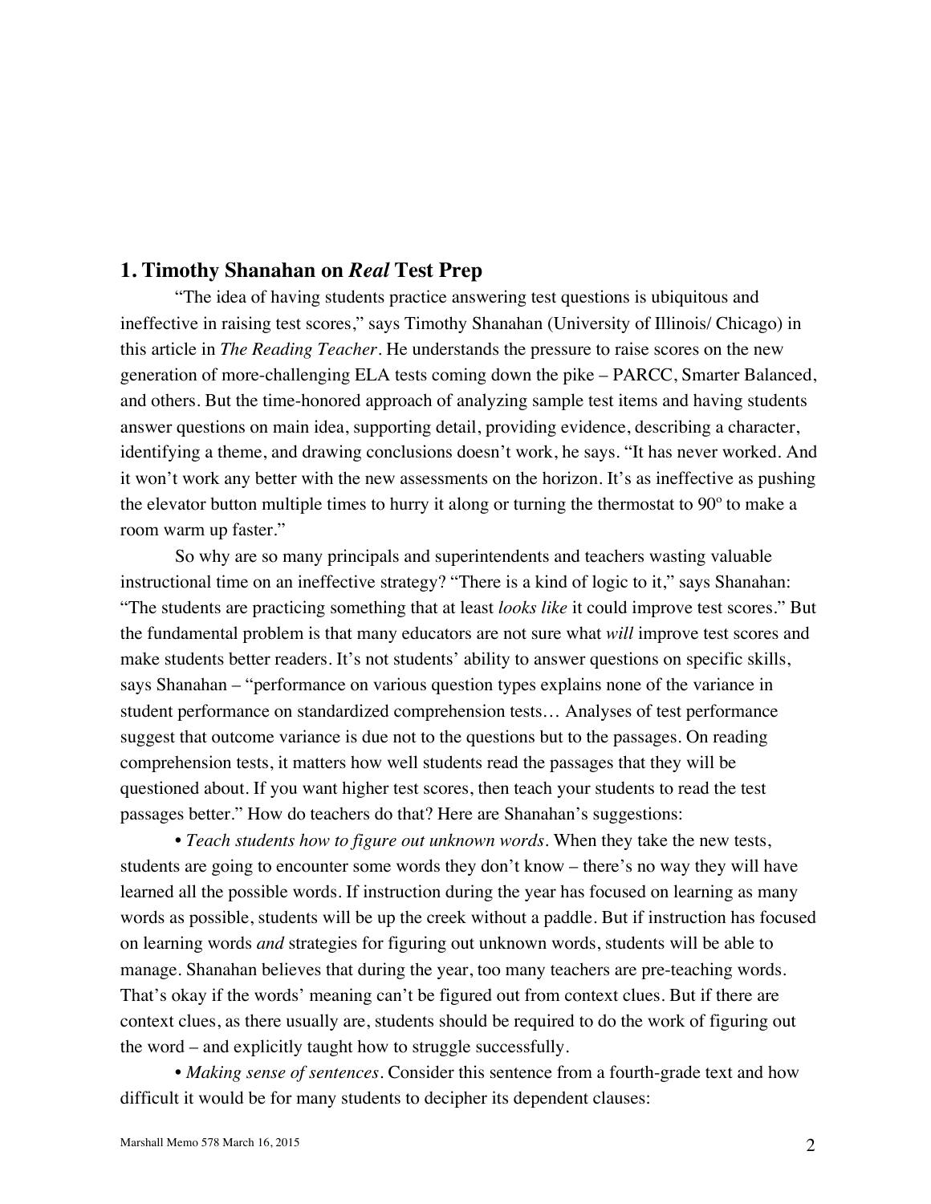## 1. Timothy Shanahan on *Real* Test Prep

"The idea of having students practice answering test questions is ubiquitous and ineffective in raising test scores," says Timothy Shanahan (University of Illinois/ Chicago) in this article in *The Reading Teacher*. He understands the pressure to raise scores on the new generation of more-challenging ELA tests coming down the pike – PARCC, Smarter Balanced, and others. But the time-honored approach of analyzing sample test items and having students answer questions on main idea, supporting detail, providing evidence, describing a character, identifying a theme, and drawing conclusions doesn't work, he says. "It has never worked. And it won't work any better with the new assessments on the horizon. It's as ineffective as pushing the elevator button multiple times to hurry it along or turning the thermostat to 90º to make a room warm up faster."

So why are so many principals and superintendents and teachers wasting valuable instructional time on an ineffective strategy? "There is a kind of logic to it," says Shanahan: "The students are practicing something that at least *looks like* it could improve test scores." But the fundamental problem is that many educators are not sure what *will* improve test scores and make students better readers. It's not students' ability to answer questions on specific skills, says Shanahan – "performance on various question types explains none of the variance in student performance on standardized comprehension tests… Analyses of test performance suggest that outcome variance is due not to the questions but to the passages. On reading comprehension tests, it matters how well students read the passages that they will be questioned about. If you want higher test scores, then teach your students to read the test passages better." How do teachers do that? Here are Shanahan's suggestions:

• *Teach students how to figure out unknown words*. When they take the new tests, students are going to encounter some words they don't know – there's no way they will have learned all the possible words. If instruction during the year has focused on learning as many words as possible, students will be up the creek without a paddle. But if instruction has focused on learning words *and* strategies for figuring out unknown words, students will be able to manage. Shanahan believes that during the year, too many teachers are pre-teaching words. That's okay if the words' meaning can't be figured out from context clues. But if there are context clues, as there usually are, students should be required to do the work of figuring out the word – and explicitly taught how to struggle successfully.

• *Making sense of sentences*. Consider this sentence from a fourth-grade text and how difficult it would be for many students to decipher its dependent clauses: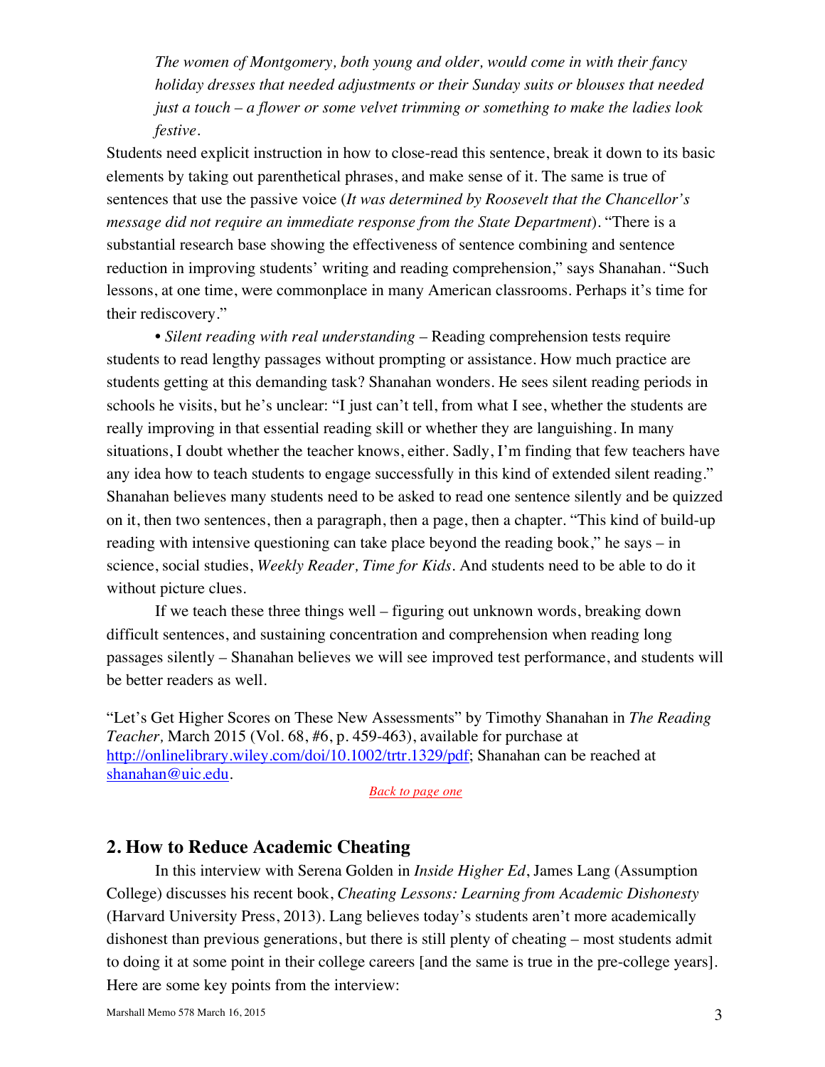*The women of Montgomery, both young and older, would come in with their fancy holiday dresses that needed adjustments or their Sunday suits or blouses that needed just a touch – a flower or some velvet trimming or something to make the ladies look festive.*

Students need explicit instruction in how to close-read this sentence, break it down to its basic elements by taking out parenthetical phrases, and make sense of it. The same is true of sentences that use the passive voice (*It was determined by Roosevelt that the Chancellor's message did not require an immediate response from the State Department*). "There is a substantial research base showing the effectiveness of sentence combining and sentence reduction in improving students' writing and reading comprehension," says Shanahan. "Such lessons, at one time, were commonplace in many American classrooms. Perhaps it's time for their rediscovery."

• *Silent reading with real understanding* – Reading comprehension tests require students to read lengthy passages without prompting or assistance. How much practice are students getting at this demanding task? Shanahan wonders. He sees silent reading periods in schools he visits, but he's unclear: "I just can't tell, from what I see, whether the students are really improving in that essential reading skill or whether they are languishing. In many situations, I doubt whether the teacher knows, either. Sadly, I'm finding that few teachers have any idea how to teach students to engage successfully in this kind of extended silent reading." Shanahan believes many students need to be asked to read one sentence silently and be quizzed on it, then two sentences, then a paragraph, then a page, then a chapter. "This kind of build-up reading with intensive questioning can take place beyond the reading book," he says – in science, social studies, *Weekly Reader, Time for Kids*. And students need to be able to do it without picture clues.

If we teach these three things well – figuring out unknown words, breaking down difficult sentences, and sustaining concentration and comprehension when reading long passages silently – Shanahan believes we will see improved test performance, and students will be better readers as well.

"Let's Get Higher Scores on These New Assessments" by Timothy Shanahan in *The Reading Teacher,* March 2015 (Vol. 68, #6, p. 459-463), available for purchase at http://onlinelibrary.wiley.com/doi/10.1002/trtr.1329/pdf; Shanahan can be reached at shanahan@uic.edu.

Back to page one

## 2. How to Reduce Academic Cheating

In this interview with Serena Golden in *Inside Higher Ed*, James Lang (Assumption College) discusses his recent book, *Cheating Lessons: Learning from Academic Dishonesty* (Harvard University Press, 2013). Lang believes today's students aren't more academically dishonest than previous generations, but there is still plenty of cheating – most students admit to doing it at some point in their college careers [and the same is true in the pre-college years]. Here are some key points from the interview: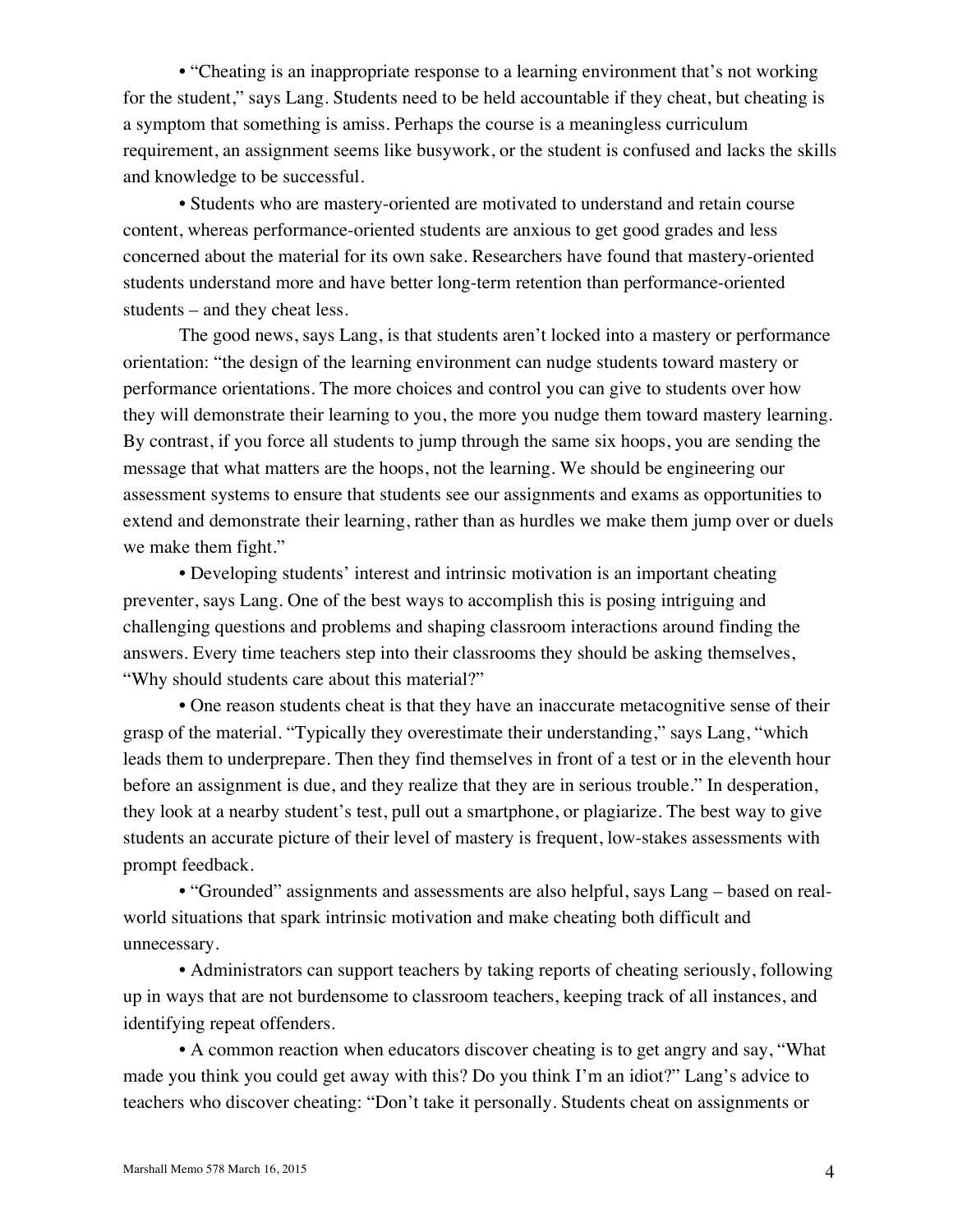• "Cheating is an inappropriate response to a learning environment that's not working for the student," says Lang. Students need to be held accountable if they cheat, but cheating is a symptom that something is amiss. Perhaps the course is a meaningless curriculum requirement, an assignment seems like busywork, or the student is confused and lacks the skills and knowledge to be successful.

• Students who are mastery-oriented are motivated to understand and retain course content, whereas performance-oriented students are anxious to get good grades and less concerned about the material for its own sake. Researchers have found that mastery-oriented students understand more and have better long-term retention than performance-oriented students – and they cheat less.

The good news, says Lang, is that students aren't locked into a mastery or performance orientation: "the design of the learning environment can nudge students toward mastery or performance orientations. The more choices and control you can give to students over how they will demonstrate their learning to you, the more you nudge them toward mastery learning. By contrast, if you force all students to jump through the same six hoops, you are sending the message that what matters are the hoops, not the learning. We should be engineering our assessment systems to ensure that students see our assignments and exams as opportunities to extend and demonstrate their learning, rather than as hurdles we make them jump over or duels we make them fight."

• Developing students' interest and intrinsic motivation is an important cheating preventer, says Lang. One of the best ways to accomplish this is posing intriguing and challenging questions and problems and shaping classroom interactions around finding the answers. Every time teachers step into their classrooms they should be asking themselves, "Why should students care about this material?"

• One reason students cheat is that they have an inaccurate metacognitive sense of their grasp of the material. "Typically they overestimate their understanding," says Lang, "which leads them to underprepare. Then they find themselves in front of a test or in the eleventh hour before an assignment is due, and they realize that they are in serious trouble." In desperation, they look at a nearby student's test, pull out a smartphone, or plagiarize. The best way to give students an accurate picture of their level of mastery is frequent, low-stakes assessments with prompt feedback.

• "Grounded" assignments and assessments are also helpful, says Lang – based on real-world situations that spark intrinsic motivation and make cheating both difficult and unnecessary.

• Administrators can support teachers by taking reports of cheating seriously, following up in ways that are not burdensome to classroom teachers, keeping track of all instances, and identifying repeat offenders.

• A common reaction when educators discover cheating is to get angry and say, "What made you think you could get away with this? Do you think I'm an idiot?" Lang's advice to teachers who discover cheating: "Don't take it personally. Students cheat on assignments or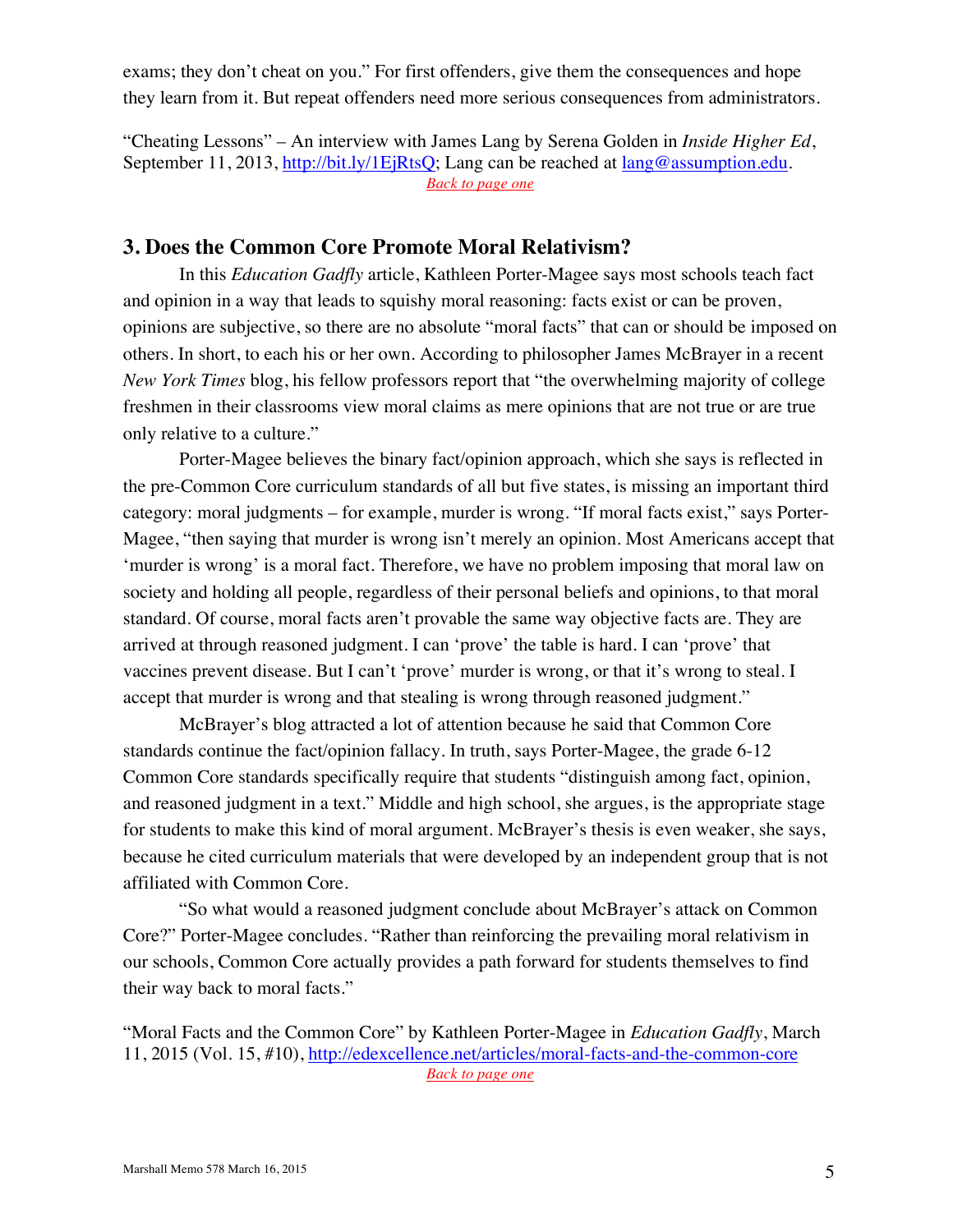exams; they don't cheat on you." For first offenders, give them the consequences and hope they learn from it. But repeat offenders need more serious consequences from administrators.

"Cheating Lessons" – An interview with James Lang by Serena Golden in *Inside Higher Ed*, September 11, 2013, http://bit.ly/1EjRtsQ; Lang can be reached at lang@assumption.edu.
Back to page one

## 3. Does the Common Core Promote Moral Relativism?

In this *Education Gadfly* article, Kathleen Porter-Magee says most schools teach fact and opinion in a way that leads to squishy moral reasoning: facts exist or can be proven, opinions are subjective, so there are no absolute "moral facts" that can or should be imposed on others. In short, to each his or her own. According to philosopher James McBrayer in a recent *New York Times* blog, his fellow professors report that "the overwhelming majority of college freshmen in their classrooms view moral claims as mere opinions that are not true or are true only relative to a culture."

Porter-Magee believes the binary fact/opinion approach, which she says is reflected in the pre-Common Core curriculum standards of all but five states, is missing an important third category: moral judgments – for example, murder is wrong. "If moral facts exist," says Porter-Magee, "then saying that murder is wrong isn't merely an opinion. Most Americans accept that 'murder is wrong' is a moral fact. Therefore, we have no problem imposing that moral law on society and holding all people, regardless of their personal beliefs and opinions, to that moral standard. Of course, moral facts aren't provable the same way objective facts are. They are arrived at through reasoned judgment. I can 'prove' the table is hard. I can 'prove' that vaccines prevent disease. But I can't 'prove' murder is wrong, or that it's wrong to steal. I accept that murder is wrong and that stealing is wrong through reasoned judgment."

McBrayer's blog attracted a lot of attention because he said that Common Core standards continue the fact/opinion fallacy. In truth, says Porter-Magee, the grade 6-12 Common Core standards specifically require that students "distinguish among fact, opinion, and reasoned judgment in a text." Middle and high school, she argues, is the appropriate stage for students to make this kind of moral argument. McBrayer's thesis is even weaker, she says, because he cited curriculum materials that were developed by an independent group that is not affiliated with Common Core.

"So what would a reasoned judgment conclude about McBrayer's attack on Common Core?" Porter-Magee concludes. "Rather than reinforcing the prevailing moral relativism in our schools, Common Core actually provides a path forward for students themselves to find their way back to moral facts."

"Moral Facts and the Common Core" by Kathleen Porter-Magee in *Education Gadfly*, March 11, 2015 (Vol. 15, #10), http://edexcellence.net/articles/moral-facts-and-the-common-core
Back to page one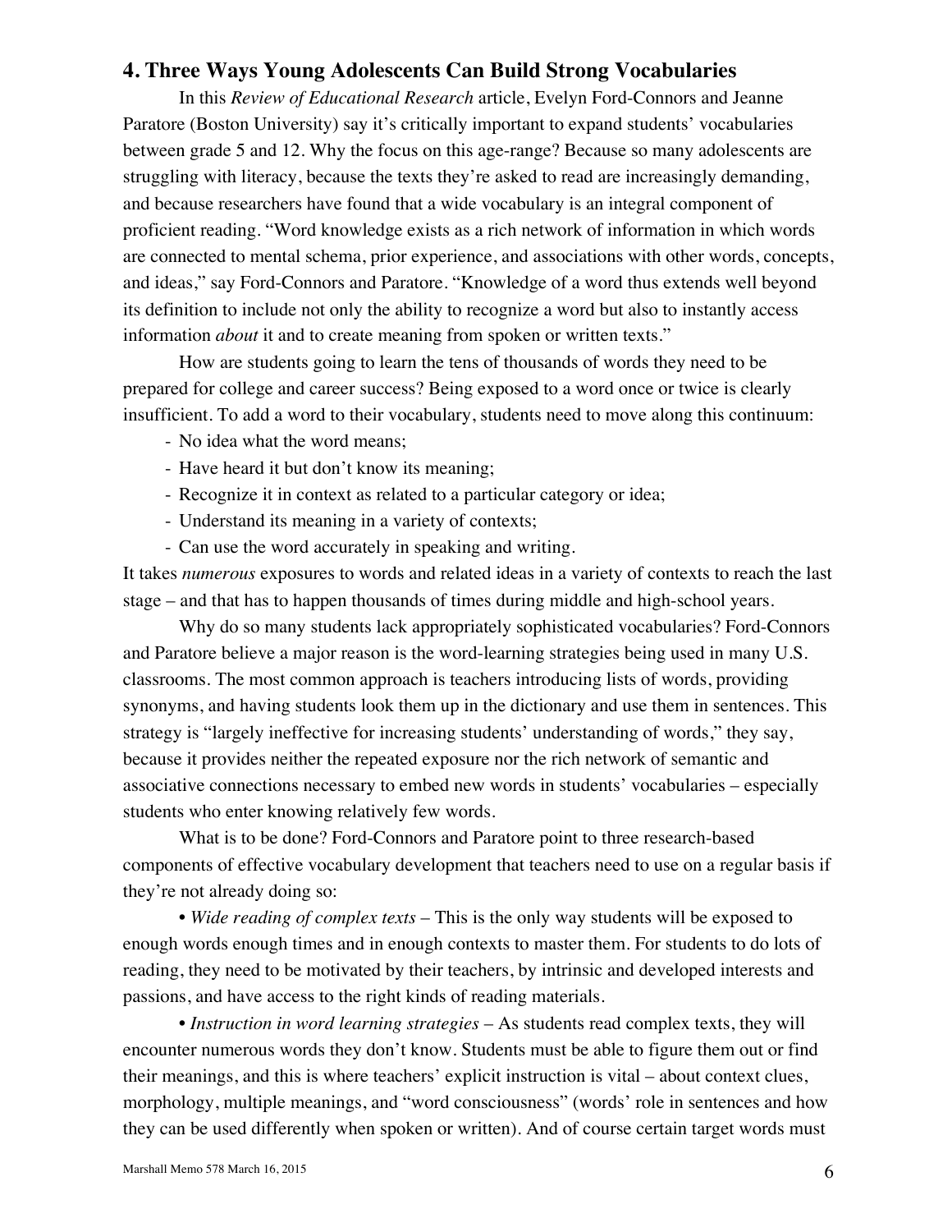## 4. Three Ways Young Adolescents Can Build Strong Vocabularies

In this *Review of Educational Research* article, Evelyn Ford-Connors and Jeanne Paratore (Boston University) say it's critically important to expand students' vocabularies between grade 5 and 12. Why the focus on this age-range? Because so many adolescents are struggling with literacy, because the texts they're asked to read are increasingly demanding, and because researchers have found that a wide vocabulary is an integral component of proficient reading. "Word knowledge exists as a rich network of information in which words are connected to mental schema, prior experience, and associations with other words, concepts, and ideas," say Ford-Connors and Paratore. "Knowledge of a word thus extends well beyond its definition to include not only the ability to recognize a word but also to instantly access information *about* it and to create meaning from spoken or written texts."

How are students going to learn the tens of thousands of words they need to be prepared for college and career success? Being exposed to a word once or twice is clearly insufficient. To add a word to their vocabulary, students need to move along this continuum:

- No idea what the word means;
- Have heard it but don't know its meaning;
- Recognize it in context as related to a particular category or idea;
- Understand its meaning in a variety of contexts;
- Can use the word accurately in speaking and writing.

It takes *numerous* exposures to words and related ideas in a variety of contexts to reach the last stage – and that has to happen thousands of times during middle and high-school years.

Why do so many students lack appropriately sophisticated vocabularies? Ford-Connors and Paratore believe a major reason is the word-learning strategies being used in many U.S. classrooms. The most common approach is teachers introducing lists of words, providing synonyms, and having students look them up in the dictionary and use them in sentences. This strategy is "largely ineffective for increasing students' understanding of words," they say, because it provides neither the repeated exposure nor the rich network of semantic and associative connections necessary to embed new words in students' vocabularies – especially students who enter knowing relatively few words.

What is to be done? Ford-Connors and Paratore point to three research-based components of effective vocabulary development that teachers need to use on a regular basis if they're not already doing so:

• *Wide reading of complex texts* – This is the only way students will be exposed to enough words enough times and in enough contexts to master them. For students to do lots of reading, they need to be motivated by their teachers, by intrinsic and developed interests and passions, and have access to the right kinds of reading materials.

• *Instruction in word learning strategies* – As students read complex texts, they will encounter numerous words they don't know. Students must be able to figure them out or find their meanings, and this is where teachers' explicit instruction is vital – about context clues, morphology, multiple meanings, and "word consciousness" (words' role in sentences and how they can be used differently when spoken or written). And of course certain target words must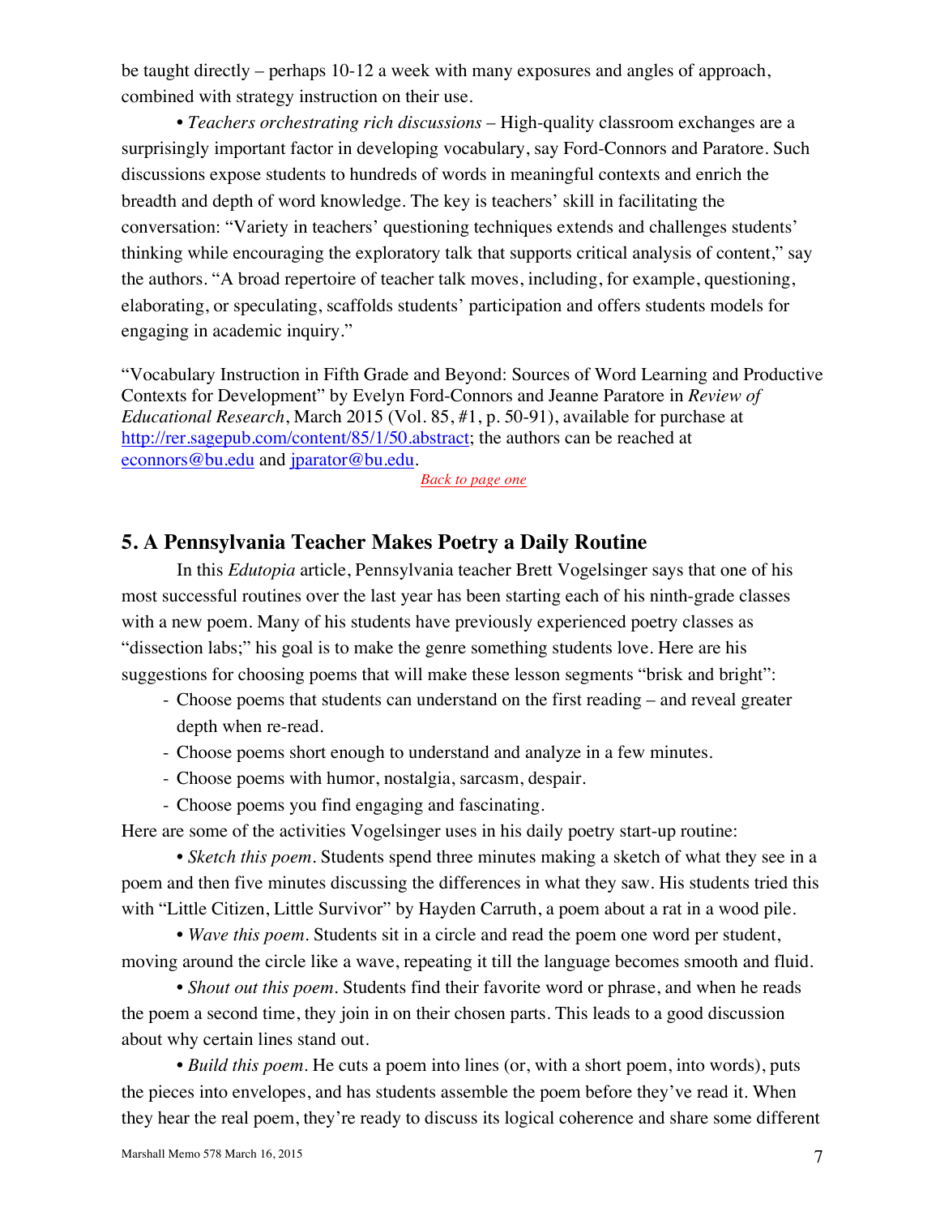be taught directly – perhaps 10-12 a week with many exposures and angles of approach, combined with strategy instruction on their use.

• *Teachers orchestrating rich discussions* – High-quality classroom exchanges are a surprisingly important factor in developing vocabulary, say Ford-Connors and Paratore. Such discussions expose students to hundreds of words in meaningful contexts and enrich the breadth and depth of word knowledge. The key is teachers' skill in facilitating the conversation: "Variety in teachers' questioning techniques extends and challenges students' thinking while encouraging the exploratory talk that supports critical analysis of content," say the authors. "A broad repertoire of teacher talk moves, including, for example, questioning, elaborating, or speculating, scaffolds students' participation and offers students models for engaging in academic inquiry."

"Vocabulary Instruction in Fifth Grade and Beyond: Sources of Word Learning and Productive Contexts for Development" by Evelyn Ford-Connors and Jeanne Paratore in *Review of Educational Research*, March 2015 (Vol. 85, #1, p. 50-91), available for purchase at http://rer.sagepub.com/content/85/1/50.abstract; the authors can be reached at econnors@bu.edu and jparator@bu.edu.

*Back to page one*

## 5. A Pennsylvania Teacher Makes Poetry a Daily Routine

In this *Edutopia* article, Pennsylvania teacher Brett Vogelsinger says that one of his most successful routines over the last year has been starting each of his ninth-grade classes with a new poem. Many of his students have previously experienced poetry classes as "dissection labs;" his goal is to make the genre something students love. Here are his suggestions for choosing poems that will make these lesson segments "brisk and bright":

- Choose poems that students can understand on the first reading – and reveal greater depth when re-read.
- Choose poems short enough to understand and analyze in a few minutes.
- Choose poems with humor, nostalgia, sarcasm, despair.
- Choose poems you find engaging and fascinating.

Here are some of the activities Vogelsinger uses in his daily poetry start-up routine:

• *Sketch this poem*. Students spend three minutes making a sketch of what they see in a poem and then five minutes discussing the differences in what they saw. His students tried this with "Little Citizen, Little Survivor" by Hayden Carruth, a poem about a rat in a wood pile.

• *Wave this poem*. Students sit in a circle and read the poem one word per student, moving around the circle like a wave, repeating it till the language becomes smooth and fluid.

• *Shout out this poem*. Students find their favorite word or phrase, and when he reads the poem a second time, they join in on their chosen parts. This leads to a good discussion about why certain lines stand out.

• *Build this poem*. He cuts a poem into lines (or, with a short poem, into words), puts the pieces into envelopes, and has students assemble the poem before they've read it. When they hear the real poem, they're ready to discuss its logical coherence and share some different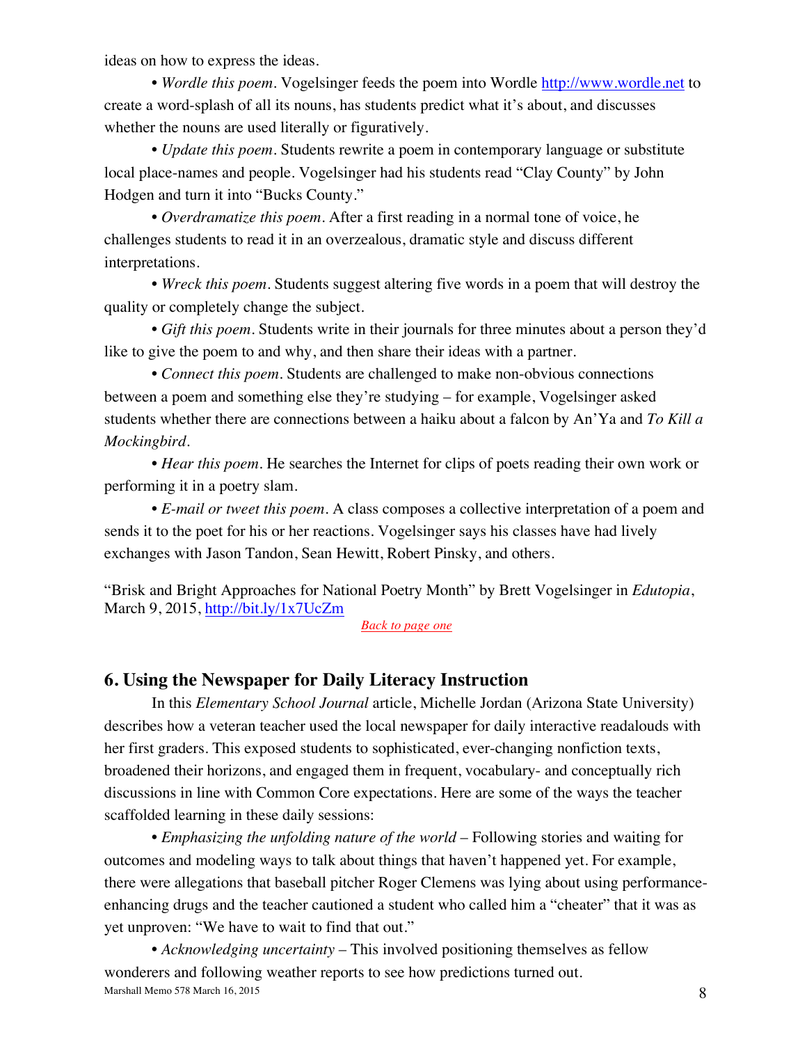ideas on how to express the ideas.

• *Wordle this poem*. Vogelsinger feeds the poem into Wordle http://www.wordle.net to create a word-splash of all its nouns, has students predict what it's about, and discusses whether the nouns are used literally or figuratively.

• *Update this poem*. Students rewrite a poem in contemporary language or substitute local place-names and people. Vogelsinger had his students read "Clay County" by John Hodgen and turn it into "Bucks County."

• *Overdramatize this poem*. After a first reading in a normal tone of voice, he challenges students to read it in an overzealous, dramatic style and discuss different interpretations.

• *Wreck this poem*. Students suggest altering five words in a poem that will destroy the quality or completely change the subject.

• *Gift this poem*. Students write in their journals for three minutes about a person they'd like to give the poem to and why, and then share their ideas with a partner.

• *Connect this poem*. Students are challenged to make non-obvious connections between a poem and something else they're studying – for example, Vogelsinger asked students whether there are connections between a haiku about a falcon by An'Ya and *To Kill a Mockingbird*.

• *Hear this poem*. He searches the Internet for clips of poets reading their own work or performing it in a poetry slam.

• *E-mail or tweet this poem*. A class composes a collective interpretation of a poem and sends it to the poet for his or her reactions. Vogelsinger says his classes have had lively exchanges with Jason Tandon, Sean Hewitt, Robert Pinsky, and others.

"Brisk and Bright Approaches for National Poetry Month" by Brett Vogelsinger in *Edutopia*, March 9, 2015, http://bit.ly/1x7UcZm

Back to page one

## 6. Using the Newspaper for Daily Literacy Instruction

In this *Elementary School Journal* article, Michelle Jordan (Arizona State University) describes how a veteran teacher used the local newspaper for daily interactive readalouds with her first graders. This exposed students to sophisticated, ever-changing nonfiction texts, broadened their horizons, and engaged them in frequent, vocabulary- and conceptually rich discussions in line with Common Core expectations. Here are some of the ways the teacher scaffolded learning in these daily sessions:

• *Emphasizing the unfolding nature of the world* – Following stories and waiting for outcomes and modeling ways to talk about things that haven't happened yet. For example, there were allegations that baseball pitcher Roger Clemens was lying about using performance-enhancing drugs and the teacher cautioned a student who called him a "cheater" that it was as yet unproven: "We have to wait to find that out."

• *Acknowledging uncertainty* – This involved positioning themselves as fellow wonderers and following weather reports to see how predictions turned out.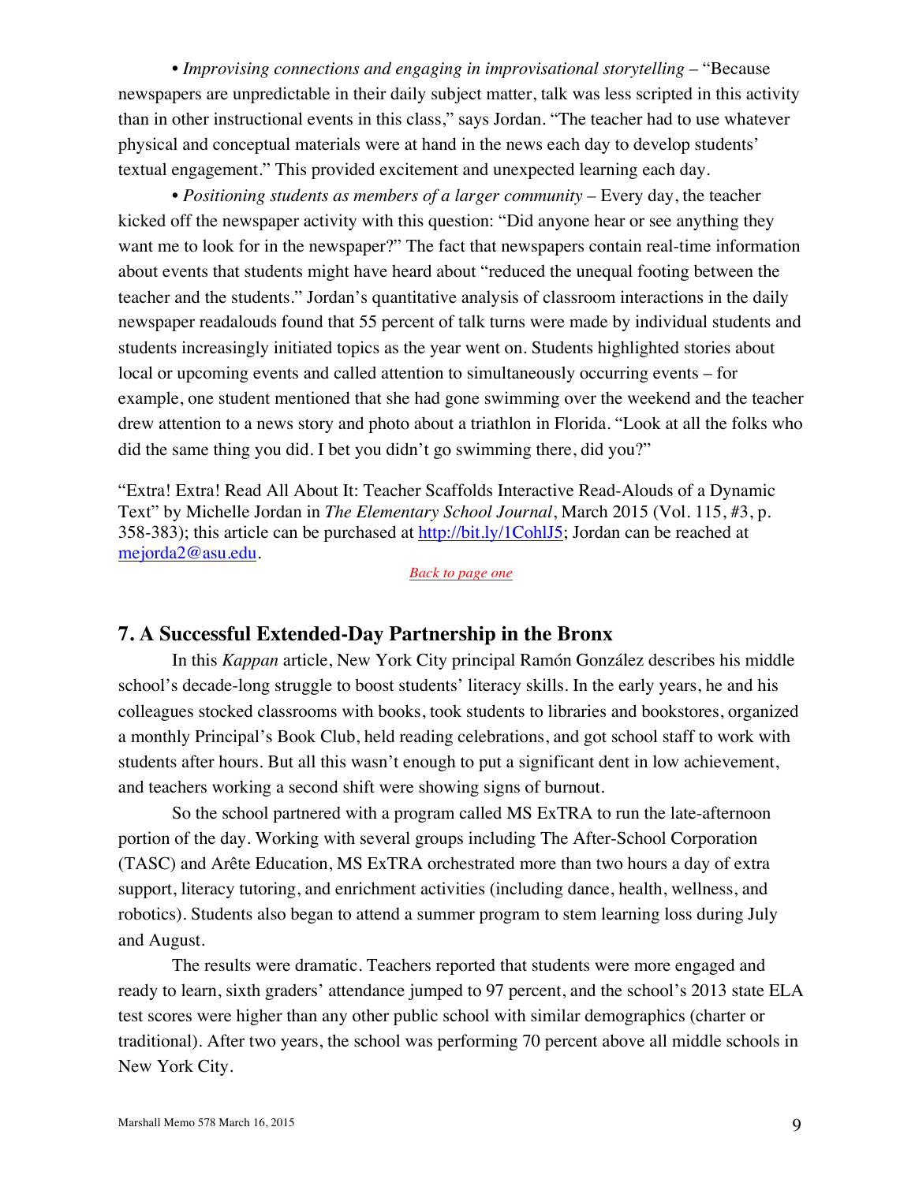• *Improvising connections and engaging in improvisational storytelling* – "Because newspapers are unpredictable in their daily subject matter, talk was less scripted in this activity than in other instructional events in this class," says Jordan. "The teacher had to use whatever physical and conceptual materials were at hand in the news each day to develop students' textual engagement." This provided excitement and unexpected learning each day.

• *Positioning students as members of a larger community* – Every day, the teacher kicked off the newspaper activity with this question: "Did anyone hear or see anything they want me to look for in the newspaper?" The fact that newspapers contain real-time information about events that students might have heard about "reduced the unequal footing between the teacher and the students." Jordan's quantitative analysis of classroom interactions in the daily newspaper readalouds found that 55 percent of talk turns were made by individual students and students increasingly initiated topics as the year went on. Students highlighted stories about local or upcoming events and called attention to simultaneously occurring events – for example, one student mentioned that she had gone swimming over the weekend and the teacher drew attention to a news story and photo about a triathlon in Florida. "Look at all the folks who did the same thing you did. I bet you didn't go swimming there, did you?"

"Extra! Extra! Read All About It: Teacher Scaffolds Interactive Read-Alouds of a Dynamic Text" by Michelle Jordan in *The Elementary School Journal*, March 2015 (Vol. 115, #3, p. 358-383); this article can be purchased at http://bit.ly/1CohlJ5; Jordan can be reached at mejorda2@asu.edu.

Back to page one

## 7. A Successful Extended-Day Partnership in the Bronx

In this *Kappan* article, New York City principal Ramón González describes his middle school's decade-long struggle to boost students' literacy skills. In the early years, he and his colleagues stocked classrooms with books, took students to libraries and bookstores, organized a monthly Principal's Book Club, held reading celebrations, and got school staff to work with students after hours. But all this wasn't enough to put a significant dent in low achievement, and teachers working a second shift were showing signs of burnout.

So the school partnered with a program called MS ExTRA to run the late-afternoon portion of the day. Working with several groups including The After-School Corporation (TASC) and Arête Education, MS ExTRA orchestrated more than two hours a day of extra support, literacy tutoring, and enrichment activities (including dance, health, wellness, and robotics). Students also began to attend a summer program to stem learning loss during July and August.

The results were dramatic. Teachers reported that students were more engaged and ready to learn, sixth graders' attendance jumped to 97 percent, and the school's 2013 state ELA test scores were higher than any other public school with similar demographics (charter or traditional). After two years, the school was performing 70 percent above all middle schools in New York City.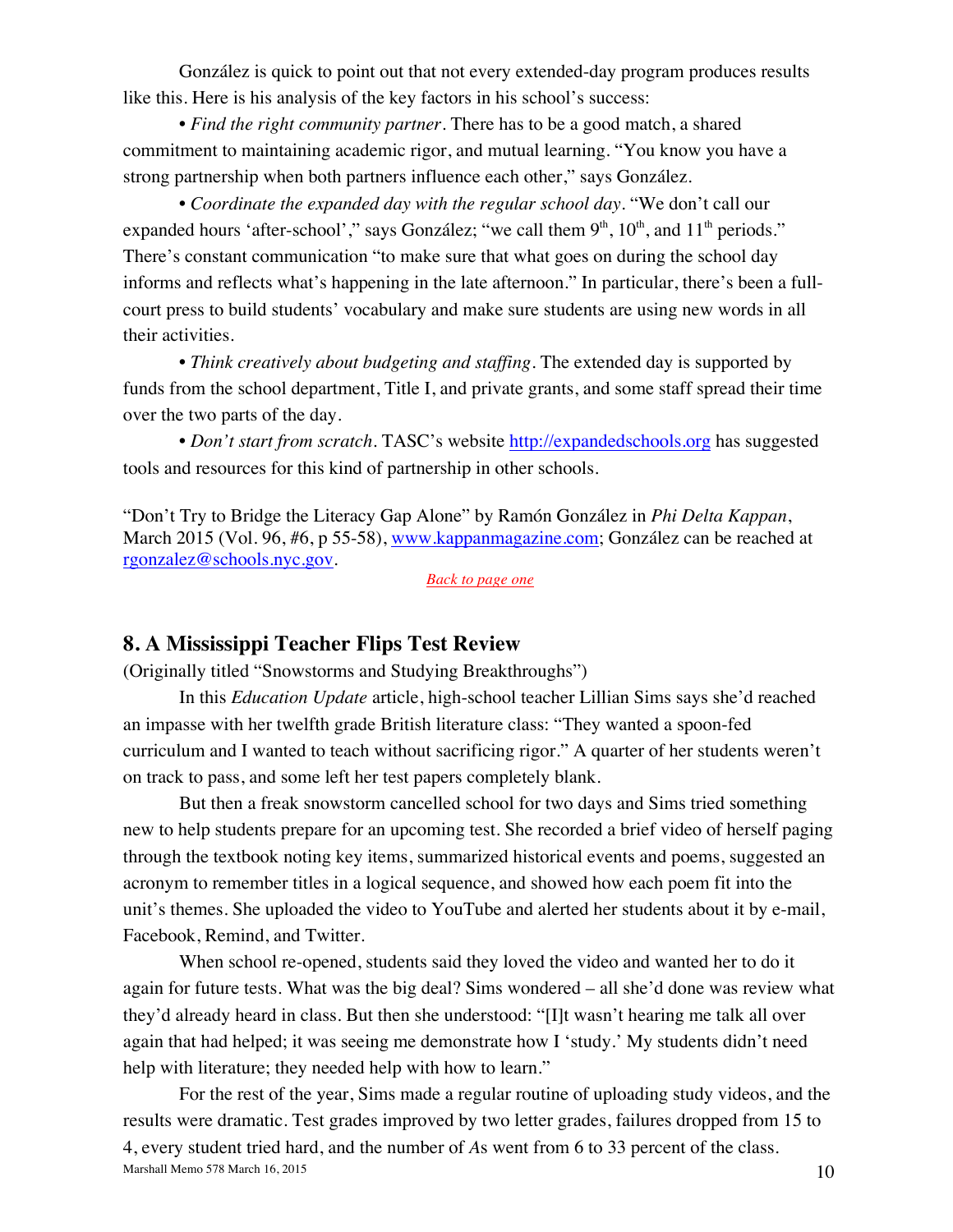González is quick to point out that not every extended-day program produces results like this. Here is his analysis of the key factors in his school's success:

• *Find the right community partner*. There has to be a good match, a shared commitment to maintaining academic rigor, and mutual learning. "You know you have a strong partnership when both partners influence each other," says González.

• *Coordinate the expanded day with the regular school day*. "We don't call our expanded hours 'after-school'," says González; "we call them 9th, 10th, and 11th periods." There's constant communication "to make sure that what goes on during the school day informs and reflects what's happening in the late afternoon." In particular, there's been a full-court press to build students' vocabulary and make sure students are using new words in all their activities.

• *Think creatively about budgeting and staffing*. The extended day is supported by funds from the school department, Title I, and private grants, and some staff spread their time over the two parts of the day.

• *Don't start from scratch*. TASC's website http://expandedschools.org has suggested tools and resources for this kind of partnership in other schools.

"Don't Try to Bridge the Literacy Gap Alone" by Ramón González in *Phi Delta Kappan*, March 2015 (Vol. 96, #6, p 55-58), www.kappanmagazine.com; González can be reached at rgonzalez@schools.nyc.gov.

Back to page one

## 8. A Mississippi Teacher Flips Test Review

(Originally titled "Snowstorms and Studying Breakthroughs")

In this *Education Update* article, high-school teacher Lillian Sims says she'd reached an impasse with her twelfth grade British literature class: "They wanted a spoon-fed curriculum and I wanted to teach without sacrificing rigor." A quarter of her students weren't on track to pass, and some left her test papers completely blank.

But then a freak snowstorm cancelled school for two days and Sims tried something new to help students prepare for an upcoming test. She recorded a brief video of herself paging through the textbook noting key items, summarized historical events and poems, suggested an acronym to remember titles in a logical sequence, and showed how each poem fit into the unit's themes. She uploaded the video to YouTube and alerted her students about it by e-mail, Facebook, Remind, and Twitter.

When school re-opened, students said they loved the video and wanted her to do it again for future tests. What was the big deal? Sims wondered – all she'd done was review what they'd already heard in class. But then she understood: "[I]t wasn't hearing me talk all over again that had helped; it was seeing me demonstrate how I 'study.' My students didn't need help with literature; they needed help with how to learn."

For the rest of the year, Sims made a regular routine of uploading study videos, and the results were dramatic. Test grades improved by two letter grades, failures dropped from 15 to 4, every student tried hard, and the number of *A*s went from 6 to 33 percent of the class.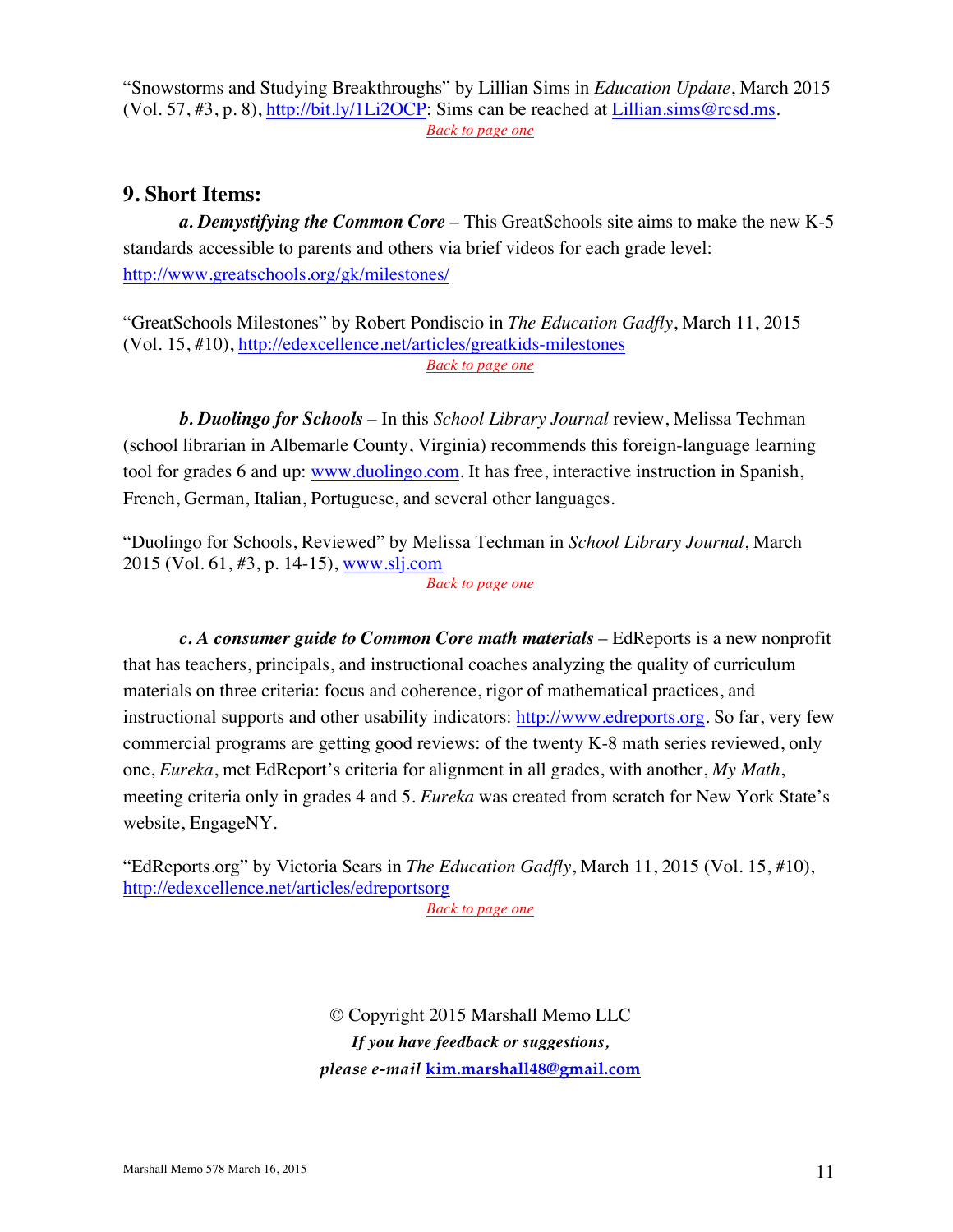"Snowstorms and Studying Breakthroughs" by Lillian Sims in *Education Update*, March 2015 (Vol. 57, #3, p. 8), http://bit.ly/1Li2OCP; Sims can be reached at Lillian.sims@rcsd.ms.

*Back to page one*

## 9. Short Items:

***a. Demystifying the Common Core*** – This GreatSchools site aims to make the new K-5 standards accessible to parents and others via brief videos for each grade level: http://www.greatschools.org/gk/milestones/

"GreatSchools Milestones" by Robert Pondiscio in *The Education Gadfly*, March 11, 2015 (Vol. 15, #10), http://edexcellence.net/articles/greatkids-milestones

*Back to page one*

***b. Duolingo for Schools*** – In this *School Library Journal* review, Melissa Techman (school librarian in Albemarle County, Virginia) recommends this foreign-language learning tool for grades 6 and up: www.duolingo.com. It has free, interactive instruction in Spanish, French, German, Italian, Portuguese, and several other languages.

"Duolingo for Schools, Reviewed" by Melissa Techman in *School Library Journal*, March 2015 (Vol. 61, #3, p. 14-15), www.slj.com

*Back to page one*

***c. A consumer guide to Common Core math materials*** – EdReports is a new nonprofit that has teachers, principals, and instructional coaches analyzing the quality of curriculum materials on three criteria: focus and coherence, rigor of mathematical practices, and instructional supports and other usability indicators: http://www.edreports.org. So far, very few commercial programs are getting good reviews: of the twenty K-8 math series reviewed, only one, *Eureka*, met EdReport's criteria for alignment in all grades, with another, *My Math*, meeting criteria only in grades 4 and 5. *Eureka* was created from scratch for New York State's website, EngageNY.

"EdReports.org" by Victoria Sears in *The Education Gadfly*, March 11, 2015 (Vol. 15, #10), http://edexcellence.net/articles/edreportsorg

*Back to page one*

© Copyright 2015 Marshall Memo LLC

***If you have feedback or suggestions,***

***please e-mail*** **kim.marshall48@gmail.com**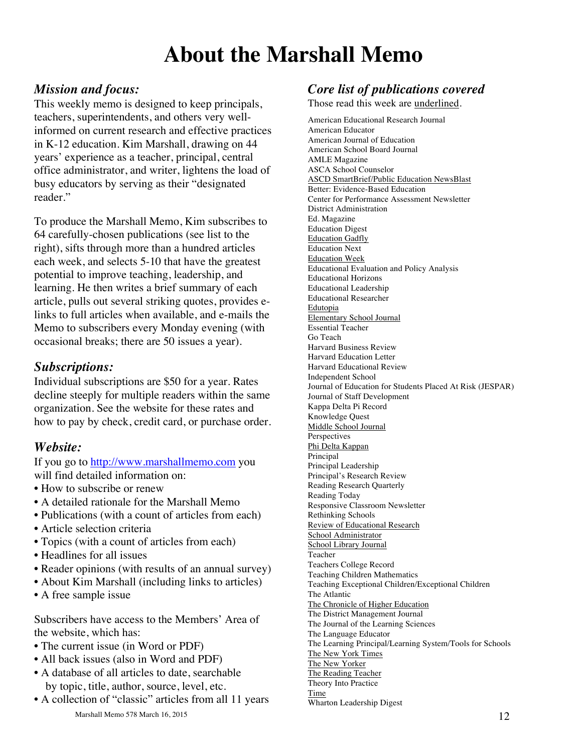# About the Marshall Memo

## *Mission and focus:*

This weekly memo is designed to keep principals, teachers, superintendents, and others very well-informed on current research and effective practices in K-12 education. Kim Marshall, drawing on 44 years' experience as a teacher, principal, central office administrator, and writer, lightens the load of busy educators by serving as their "designated reader."

To produce the Marshall Memo, Kim subscribes to 64 carefully-chosen publications (see list to the right), sifts through more than a hundred articles each week, and selects 5-10 that have the greatest potential to improve teaching, leadership, and learning. He then writes a brief summary of each article, pulls out several striking quotes, provides e-links to full articles when available, and e-mails the Memo to subscribers every Monday evening (with occasional breaks; there are 50 issues a year).

## *Subscriptions:*

Individual subscriptions are $50 for a year. Rates decline steeply for multiple readers within the same organization. See the website for these rates and how to pay by check, credit card, or purchase order.

## *Website:*

If you go to http://www.marshallmemo.com you will find detailed information on:

- How to subscribe or renew
- A detailed rationale for the Marshall Memo
- Publications (with a count of articles from each)
- Article selection criteria
- Topics (with a count of articles from each)
- Headlines for all issues
- Reader opinions (with results of an annual survey)
- About Kim Marshall (including links to articles)
- A free sample issue

Subscribers have access to the Members' Area of the website, which has:

- The current issue (in Word or PDF)
- All back issues (also in Word and PDF)
- A database of all articles to date, searchable by topic, title, author, source, level, etc.
- A collection of "classic" articles from all 11 years

## *Core list of publications covered*

Those read this week are <u>underlined</u>.

American Educational Research Journal
American Educator
American Journal of Education
American School Board Journal
AMLE Magazine
ASCA School Counselor
<u>ASCD SmartBrief/Public Education NewsBlast</u>
Better: Evidence-Based Education
Center for Performance Assessment Newsletter
District Administration
Ed. Magazine
Education Digest
<u>Education Gadfly</u>
Education Next
<u>Education Week</u>
Educational Evaluation and Policy Analysis
Educational Horizons
Educational Leadership
Educational Researcher
<u>Edutopia</u>
<u>Elementary School Journal</u>
Essential Teacher
Go Teach
Harvard Business Review
Harvard Education Letter
Harvard Educational Review
Independent School
Journal of Education for Students Placed At Risk (JESPAR)
Journal of Staff Development
Kappa Delta Pi Record
Knowledge Quest
<u>Middle School Journal</u>
Perspectives
<u>Phi Delta Kappan</u>
Principal
Principal Leadership
Principal's Research Review
Reading Research Quarterly
Reading Today
Responsive Classroom Newsletter
Rethinking Schools
<u>Review of Educational Research</u>
<u>School Administrator</u>
<u>School Library Journal</u>
Teacher
Teachers College Record
Teaching Children Mathematics
Teaching Exceptional Children/Exceptional Children
The Atlantic
<u>The Chronicle of Higher Education</u>
The District Management Journal
The Journal of the Learning Sciences
The Language Educator
The Learning Principal/Learning System/Tools for Schools
<u>The New York Times</u>
<u>The New Yorker</u>
<u>The Reading Teacher</u>
Theory Into Practice
<u>Time</u>
Wharton Leadership Digest